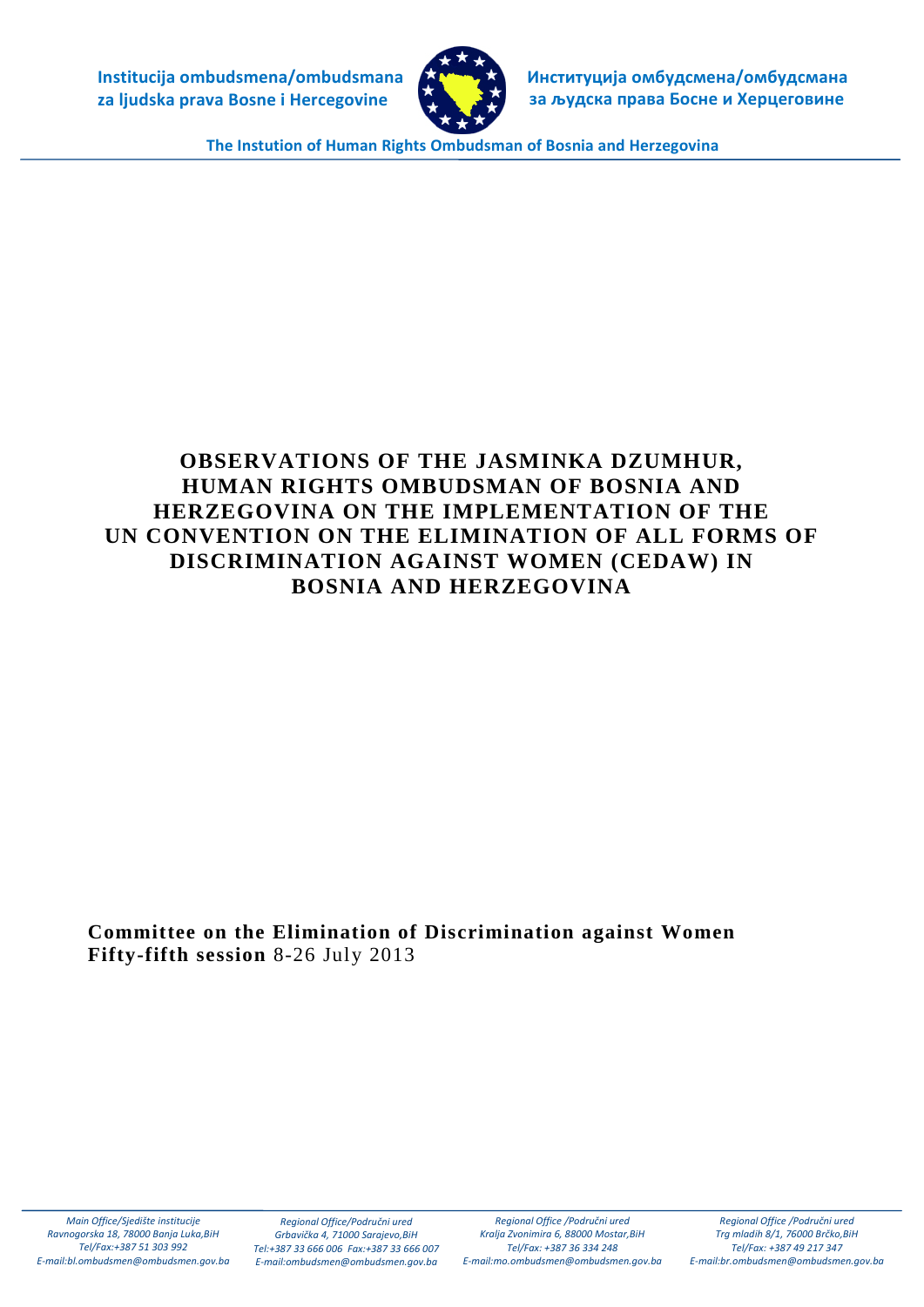**Institucija ombudsmena/ombudsmana za ljudska prava Bosne i Hercegovine**

**Институција омбудсмена/омбудсмана за људска права Босне и Херцеговине**

**The Instution of Human Rights Ombudsman of Bosnia and Herzegovina**

# OBSERVATIONS OF THE JASMINKA DZUMHUR, HUMAN RIGHTS OMBUDSMAN OF BOSNIA AND HERZEGOVINA ON THE IMPLEMENTATION OF THE UN CONVENTION ON THE ELIMINATION OF ALL FORMS OF DISCRIMINATION AGAINST WOMEN (CEDAW) IN BOSNIA AND HERZEGOVINA

**Committee on the Elimination of Discrimination against Women**
**Fifty-fifth session** 8-26 July 2013

*Main Office/Sjedište institucije*
*Ravnogorska 18, 78000 Banja Luka,BiH*
*Tel/Fax:+387 51 303 992*
*E-mail:bl.ombudsmen@ombudsmen.gov.ba*

*Regional Office/Područni ured*
*Grbavička 4, 71000 Sarajevo,BiH*
*Tel:+387 33 666 006 Fax:+387 33 666 007*
*E-mail:ombudsmen@ombudsmen.gov.ba*

*Regional Office /Područni ured*
*Kralja Zvonimira 6, 88000 Mostar,BiH*
*Tel/Fax: +387 36 334 248*
*E-mail:mo.ombudsmen@ombudsmen.gov.ba*

*Regional Office /Područni ured*
*Trg mladih 8/1, 76000 Brčko,BiH*
*Tel/Fax: +387 49 217 347*
*E-mail:br.ombudsmen@ombudsmen.gov.ba*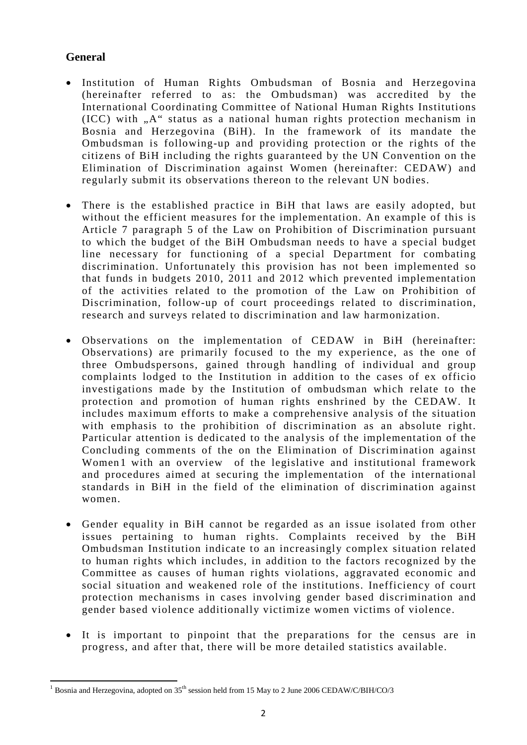## General

- Institution of Human Rights Ombudsman of Bosnia and Herzegovina (hereinafter referred to as: the Ombudsman) was accredited by the International Coordinating Committee of National Human Rights Institutions (ICC) with „A" status as a national human rights protection mechanism in Bosnia and Herzegovina (BiH). In the framework of its mandate the Ombudsman is following-up and providing protection or the rights of the citizens of BiH including the rights guaranteed by the UN Convention on the Elimination of Discrimination against Women (hereinafter: CEDAW) and regularly submit its observations thereon to the relevant UN bodies.

- There is the established practice in BiH that laws are easily adopted, but without the efficient measures for the implementation. An example of this is Article 7 paragraph 5 of the Law on Prohibition of Discrimination pursuant to which the budget of the BiH Ombudsman needs to have a special budget line necessary for functioning of a special Department for combating discrimination. Unfortunately this provision has not been implemented so that funds in budgets 2010, 2011 and 2012 which prevented implementation of the activities related to the promotion of the Law on Prohibition of Discrimination, follow-up of court proceedings related to discrimination, research and surveys related to discrimination and law harmonization.

- Observations on the implementation of CEDAW in BiH (hereinafter: Observations) are primarily focused to the my experience, as the one of three Ombudspersons, gained through handling of individual and group complaints lodged to the Institution in addition to the cases of ex officio investigations made by the Institution of ombudsman which relate to the protection and promotion of human rights enshrined by the CEDAW. It includes maximum efforts to make a comprehensive analysis of the situation with emphasis to the prohibition of discrimination as an absolute right. Particular attention is dedicated to the analysis of the implementation of the Concluding comments of the on the Elimination of Discrimination against Women[1] with an overview of the legislative and institutional framework and procedures aimed at securing the implementation of the international standards in BiH in the field of the elimination of discrimination against women.

- Gender equality in BiH cannot be regarded as an issue isolated from other issues pertaining to human rights. Complaints received by the BiH Ombudsman Institution indicate to an increasingly complex situation related to human rights which includes, in addition to the factors recognized by the Committee as causes of human rights violations, aggravated economic and social situation and weakened role of the institutions. Inefficiency of court protection mechanisms in cases involving gender based discrimination and gender based violence additionally victimize women victims of violence.

- It is important to pinpoint that the preparations for the census are in progress, and after that, there will be more detailed statistics available.

---

[1] Bosnia and Herzegovina, adopted on 35th session held from 15 May to 2 June 2006 CEDAW/C/BIH/CO/3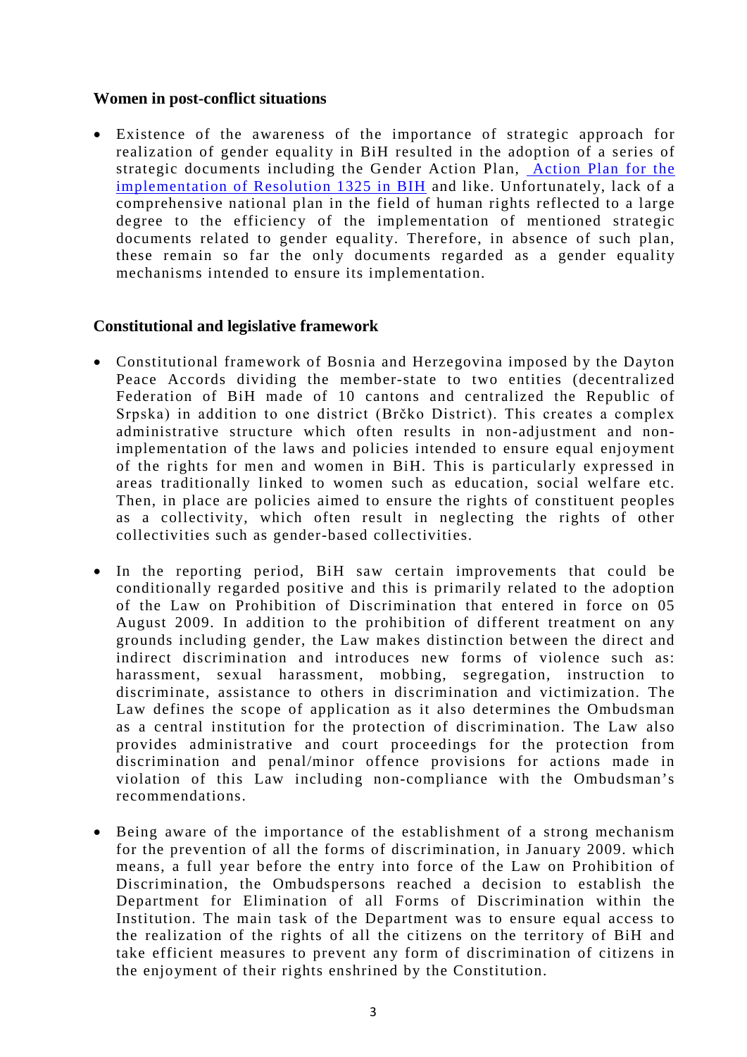### Women in post-conflict situations

- Existence of the awareness of the importance of strategic approach for realization of gender equality in BiH resulted in the adoption of a series of strategic documents including the Gender Action Plan, [Action Plan for the implementation of Resolution 1325 in BIH]() and like. Unfortunately, lack of a comprehensive national plan in the field of human rights reflected to a large degree to the efficiency of the implementation of mentioned strategic documents related to gender equality. Therefore, in absence of such plan, these remain so far the only documents regarded as a gender equality mechanisms intended to ensure its implementation.

### Constitutional and legislative framework

- Constitutional framework of Bosnia and Herzegovina imposed by the Dayton Peace Accords dividing the member-state to two entities (decentralized Federation of BiH made of 10 cantons and centralized the Republic of Srpska) in addition to one district (Brčko District). This creates a complex administrative structure which often results in non-adjustment and non-implementation of the laws and policies intended to ensure equal enjoyment of the rights for men and women in BiH. This is particularly expressed in areas traditionally linked to women such as education, social welfare etc. Then, in place are policies aimed to ensure the rights of constituent peoples as a collectivity, which often result in neglecting the rights of other collectivities such as gender-based collectivities.

- In the reporting period, BiH saw certain improvements that could be conditionally regarded positive and this is primarily related to the adoption of the Law on Prohibition of Discrimination that entered in force on 05 August 2009. In addition to the prohibition of different treatment on any grounds including gender, the Law makes distinction between the direct and indirect discrimination and introduces new forms of violence such as: harassment, sexual harassment, mobbing, segregation, instruction to discriminate, assistance to others in discrimination and victimization. The Law defines the scope of application as it also determines the Ombudsman as a central institution for the protection of discrimination. The Law also provides administrative and court proceedings for the protection from discrimination and penal/minor offence provisions for actions made in violation of this Law including non-compliance with the Ombudsman's recommendations.

- Being aware of the importance of the establishment of a strong mechanism for the prevention of all the forms of discrimination, in January 2009. which means, a full year before the entry into force of the Law on Prohibition of Discrimination, the Ombudspersons reached a decision to establish the Department for Elimination of all Forms of Discrimination within the Institution. The main task of the Department was to ensure equal access to the realization of the rights of all the citizens on the territory of BiH and take efficient measures to prevent any form of discrimination of citizens in the enjoyment of their rights enshrined by the Constitution.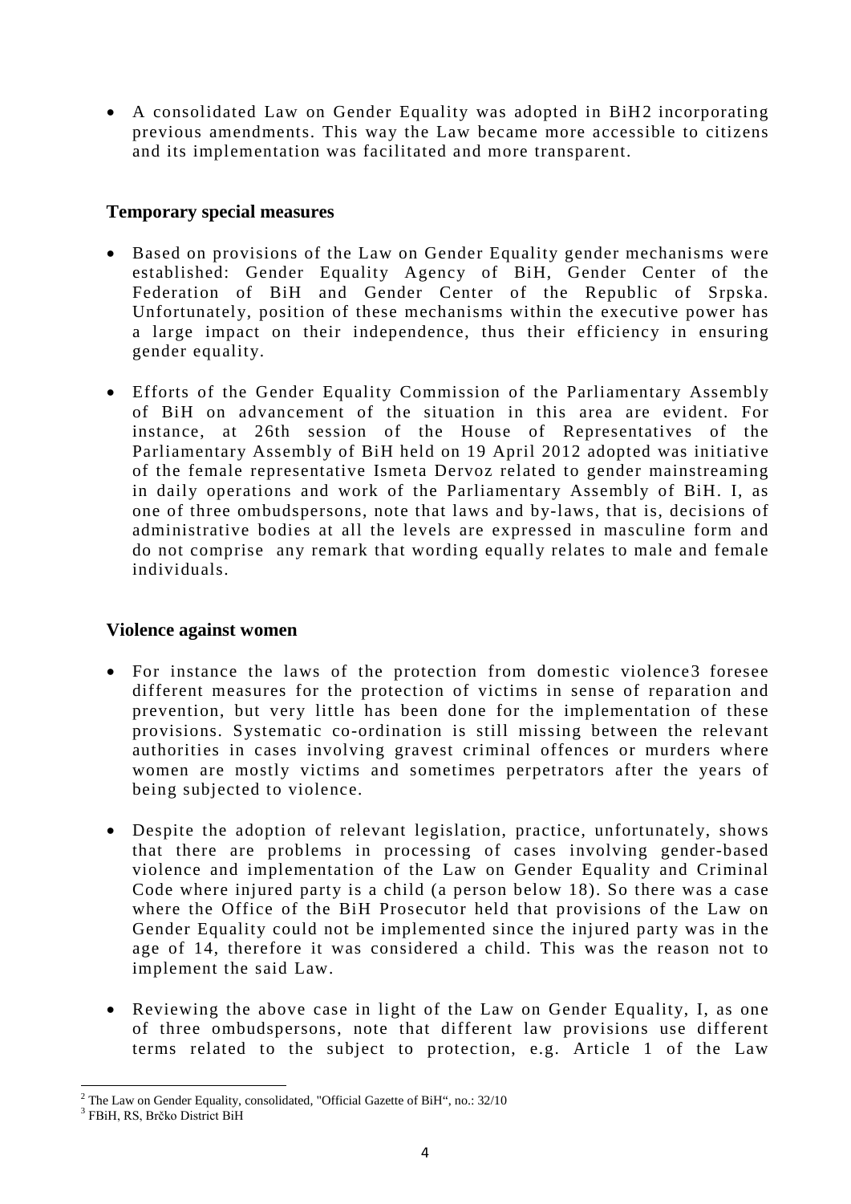- A consolidated Law on Gender Equality was adopted in BiH[2] incorporating previous amendments. This way the Law became more accessible to citizens and its implementation was facilitated and more transparent.

### Temporary special measures

- Based on provisions of the Law on Gender Equality gender mechanisms were established: Gender Equality Agency of BiH, Gender Center of the Federation of BiH and Gender Center of the Republic of Srpska. Unfortunately, position of these mechanisms within the executive power has a large impact on their independence, thus their efficiency in ensuring gender equality.

- Efforts of the Gender Equality Commission of the Parliamentary Assembly of BiH on advancement of the situation in this area are evident. For instance, at 26th session of the House of Representatives of the Parliamentary Assembly of BiH held on 19 April 2012 adopted was initiative of the female representative Ismeta Dervoz related to gender mainstreaming in daily operations and work of the Parliamentary Assembly of BiH. I, as one of three ombudspersons, note that laws and by-laws, that is, decisions of administrative bodies at all the levels are expressed in masculine form and do not comprise any remark that wording equally relates to male and female individuals.

### Violence against women

- For instance the laws of the protection from domestic violence[3] foresee different measures for the protection of victims in sense of reparation and prevention, but very little has been done for the implementation of these provisions. Systematic co-ordination is still missing between the relevant authorities in cases involving gravest criminal offences or murders where women are mostly victims and sometimes perpetrators after the years of being subjected to violence.

- Despite the adoption of relevant legislation, practice, unfortunately, shows that there are problems in processing of cases involving gender-based violence and implementation of the Law on Gender Equality and Criminal Code where injured party is a child (a person below 18). So there was a case where the Office of the BiH Prosecutor held that provisions of the Law on Gender Equality could not be implemented since the injured party was in the age of 14, therefore it was considered a child. This was the reason not to implement the said Law.

- Reviewing the above case in light of the Law on Gender Equality, I, as one of three ombudspersons, note that different law provisions use different terms related to the subject to protection, e.g. Article 1 of the Law

---

[2] The Law on Gender Equality, consolidated, "Official Gazette of BiH", no.: 32/10

[3] FBiH, RS, Brčko District BiH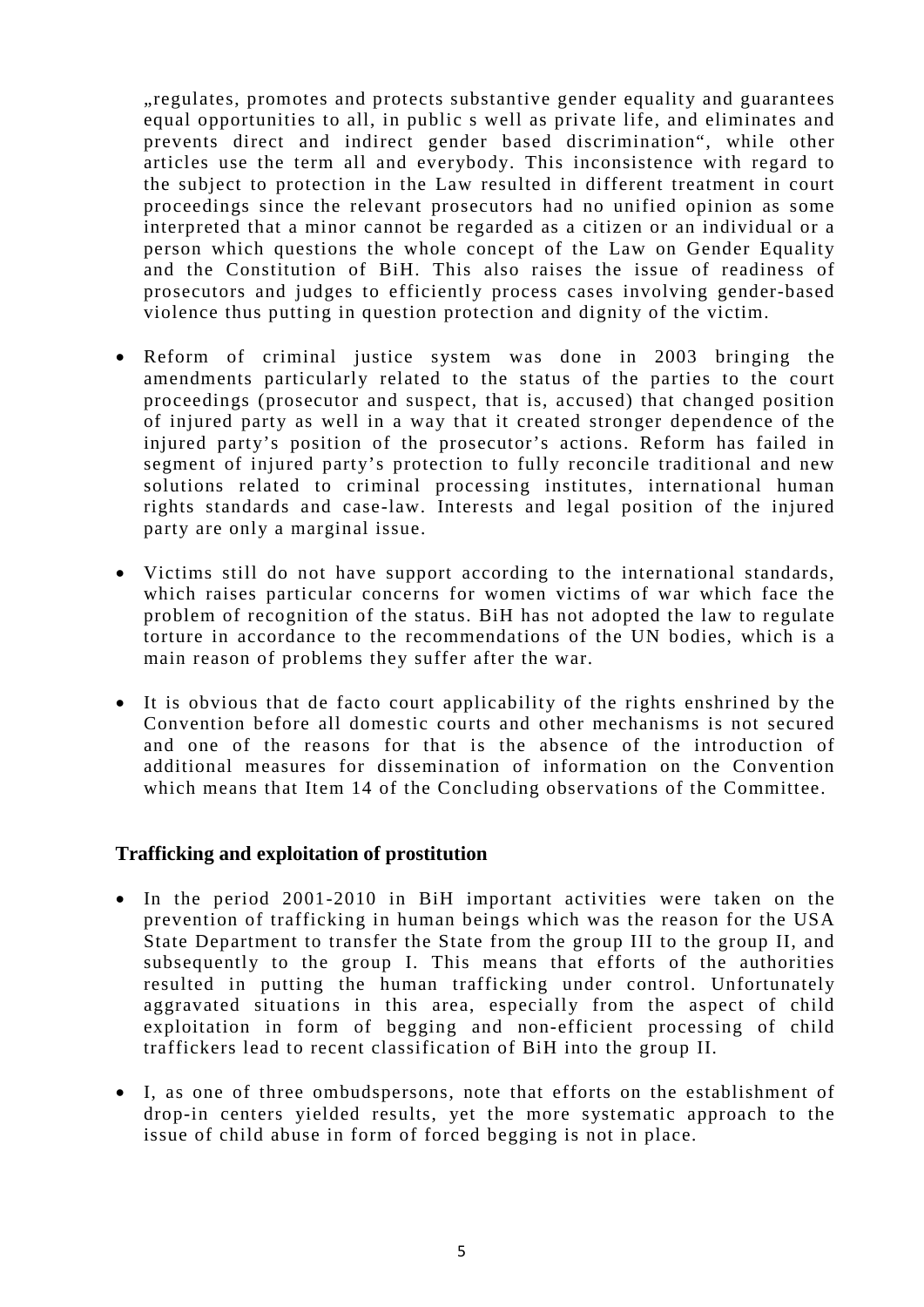„regulates, promotes and protects substantive gender equality and guarantees equal opportunities to all, in public s well as private life, and eliminates and prevents direct and indirect gender based discrimination", while other articles use the term all and everybody. This inconsistence with regard to the subject to protection in the Law resulted in different treatment in court proceedings since the relevant prosecutors had no unified opinion as some interpreted that a minor cannot be regarded as a citizen or an individual or a person which questions the whole concept of the Law on Gender Equality and the Constitution of BiH. This also raises the issue of readiness of prosecutors and judges to efficiently process cases involving gender-based violence thus putting in question protection and dignity of the victim.

- Reform of criminal justice system was done in 2003 bringing the amendments particularly related to the status of the parties to the court proceedings (prosecutor and suspect, that is, accused) that changed position of injured party as well in a way that it created stronger dependence of the injured party's position of the prosecutor's actions. Reform has failed in segment of injured party's protection to fully reconcile traditional and new solutions related to criminal processing institutes, international human rights standards and case-law. Interests and legal position of the injured party are only a marginal issue.

- Victims still do not have support according to the international standards, which raises particular concerns for women victims of war which face the problem of recognition of the status. BiH has not adopted the law to regulate torture in accordance to the recommendations of the UN bodies, which is a main reason of problems they suffer after the war.

- It is obvious that de facto court applicability of the rights enshrined by the Convention before all domestic courts and other mechanisms is not secured and one of the reasons for that is the absence of the introduction of additional measures for dissemination of information on the Convention which means that Item 14 of the Concluding observations of the Committee.

### Trafficking and exploitation of prostitution

- In the period 2001-2010 in BiH important activities were taken on the prevention of trafficking in human beings which was the reason for the USA State Department to transfer the State from the group III to the group II, and subsequently to the group I. This means that efforts of the authorities resulted in putting the human trafficking under control. Unfortunately aggravated situations in this area, especially from the aspect of child exploitation in form of begging and non-efficient processing of child traffickers lead to recent classification of BiH into the group II.

- I, as one of three ombudspersons, note that efforts on the establishment of drop-in centers yielded results, yet the more systematic approach to the issue of child abuse in form of forced begging is not in place.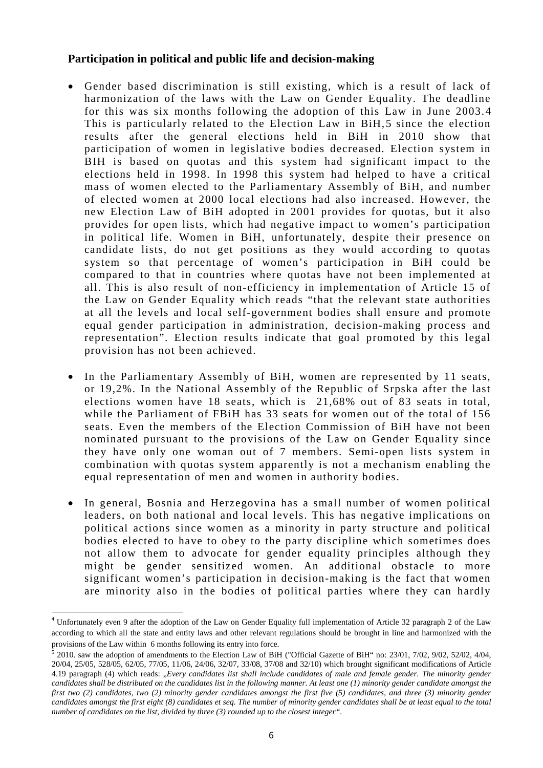### Participation in political and public life and decision-making

- Gender based discrimination is still existing, which is a result of lack of harmonization of the laws with the Law on Gender Equality. The deadline for this was six months following the adoption of this Law in June 2003.[4] This is particularly related to the Election Law in BiH,[5] since the election results after the general elections held in BiH in 2010 show that participation of women in legislative bodies decreased. Election system in BIH is based on quotas and this system had significant impact to the elections held in 1998. In 1998 this system had helped to have a critical mass of women elected to the Parliamentary Assembly of BiH, and number of elected women at 2000 local elections had also increased. However, the new Election Law of BiH adopted in 2001 provides for quotas, but it also provides for open lists, which had negative impact to women's participation in political life. Women in BiH, unfortunately, despite their presence on candidate lists, do not get positions as they would according to quotas system so that percentage of women's participation in BiH could be compared to that in countries where quotas have not been implemented at all. This is also result of non-efficiency in implementation of Article 15 of the Law on Gender Equality which reads "that the relevant state authorities at all the levels and local self-government bodies shall ensure and promote equal gender participation in administration, decision-making process and representation". Election results indicate that goal promoted by this legal provision has not been achieved.

- In the Parliamentary Assembly of BiH, women are represented by 11 seats, or 19,2%. In the National Assembly of the Republic of Srpska after the last elections women have 18 seats, which is 21,68% out of 83 seats in total, while the Parliament of FBiH has 33 seats for women out of the total of 156 seats. Even the members of the Election Commission of BiH have not been nominated pursuant to the provisions of the Law on Gender Equality since they have only one woman out of 7 members. Semi-open lists system in combination with quotas system apparently is not a mechanism enabling the equal representation of men and women in authority bodies.

- In general, Bosnia and Herzegovina has a small number of women political leaders, on both national and local levels. This has negative implications on political actions since women as a minority in party structure and political bodies elected to have to obey to the party discipline which sometimes does not allow them to advocate for gender equality principles although they might be gender sensitized women. An additional obstacle to more significant women's participation in decision-making is the fact that women are minority also in the bodies of political parties where they can hardly

---

[4] Unfortunately even 9 after the adoption of the Law on Gender Equality full implementation of Article 32 paragraph 2 of the Law according to which all the state and entity laws and other relevant regulations should be brought in line and harmonized with the provisions of the Law within 6 months following its entry into force.

[5] 2010. saw the adoption of amendments to the Election Law of BiH ("Official Gazette of BiH" no: 23/01, 7/02, 9/02, 52/02, 4/04, 20/04, 25/05, 528/05, 62/05, 77/05, 11/06, 24/06, 32/07, 33/08, 37/08 and 32/10) which brought significant modifications of Article 4.19 paragraph (4) which reads: „*Every candidates list shall include candidates of male and female gender. The minority gender candidates shall be distributed on the candidates list in the following manner. At least one (1) minority gender candidate amongst the first two (2) candidates, two (2) minority gender candidates amongst the first five (5) candidates, and three (3) minority gender candidates amongst the first eight (8) candidates et seq. The number of minority gender candidates shall be at least equal to the total number of candidates on the list, divided by three (3) rounded up to the closest integer".*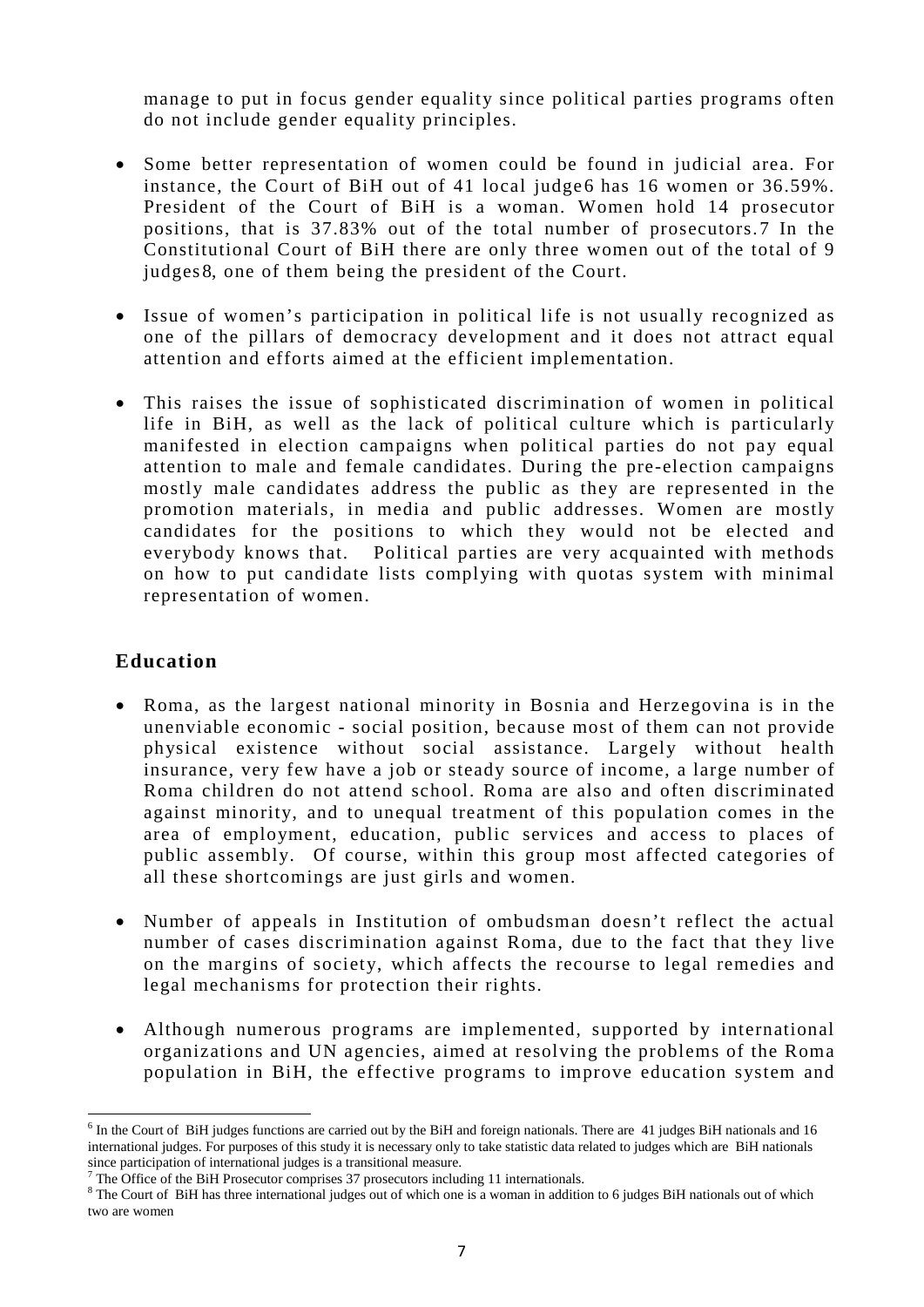manage to put in focus gender equality since political parties programs often do not include gender equality principles.

- Some better representation of women could be found in judicial area. For instance, the Court of BiH out of 41 local judge[6] has 16 women or 36.59%. President of the Court of BiH is a woman. Women hold 14 prosecutor positions, that is 37.83% out of the total number of prosecutors.[7] In the Constitutional Court of BiH there are only three women out of the total of 9 judges[8], one of them being the president of the Court.

- Issue of women's participation in political life is not usually recognized as one of the pillars of democracy development and it does not attract equal attention and efforts aimed at the efficient implementation.

- This raises the issue of sophisticated discrimination of women in political life in BiH, as well as the lack of political culture which is particularly manifested in election campaigns when political parties do not pay equal attention to male and female candidates. During the pre-election campaigns mostly male candidates address the public as they are represented in the promotion materials, in media and public addresses. Women are mostly candidates for the positions to which they would not be elected and everybody knows that. Political parties are very acquainted with methods on how to put candidate lists complying with quotas system with minimal representation of women.

## Education

- Roma, as the largest national minority in Bosnia and Herzegovina is in the unenviable economic - social position, because most of them can not provide physical existence without social assistance. Largely without health insurance, very few have a job or steady source of income, a large number of Roma children do not attend school. Roma are also and often discriminated against minority, and to unequal treatment of this population comes in the area of employment, education, public services and access to places of public assembly. Of course, within this group most affected categories of all these shortcomings are just girls and women.

- Number of appeals in Institution of ombudsman doesn't reflect the actual number of cases discrimination against Roma, due to the fact that they live on the margins of society, which affects the recourse to legal remedies and legal mechanisms for protection their rights.

- Although numerous programs are implemented, supported by international organizations and UN agencies, aimed at resolving the problems of the Roma population in BiH, the effective programs to improve education system and

---

[6] In the Court of BiH judges functions are carried out by the BiH and foreign nationals. There are 41 judges BiH nationals and 16 international judges. For purposes of this study it is necessary only to take statistic data related to judges which are BiH nationals since participation of international judges is a transitional measure.

[7] The Office of the BiH Prosecutor comprises 37 prosecutors including 11 internationals.

[8] The Court of BiH has three international judges out of which one is a woman in addition to 6 judges BiH nationals out of which two are women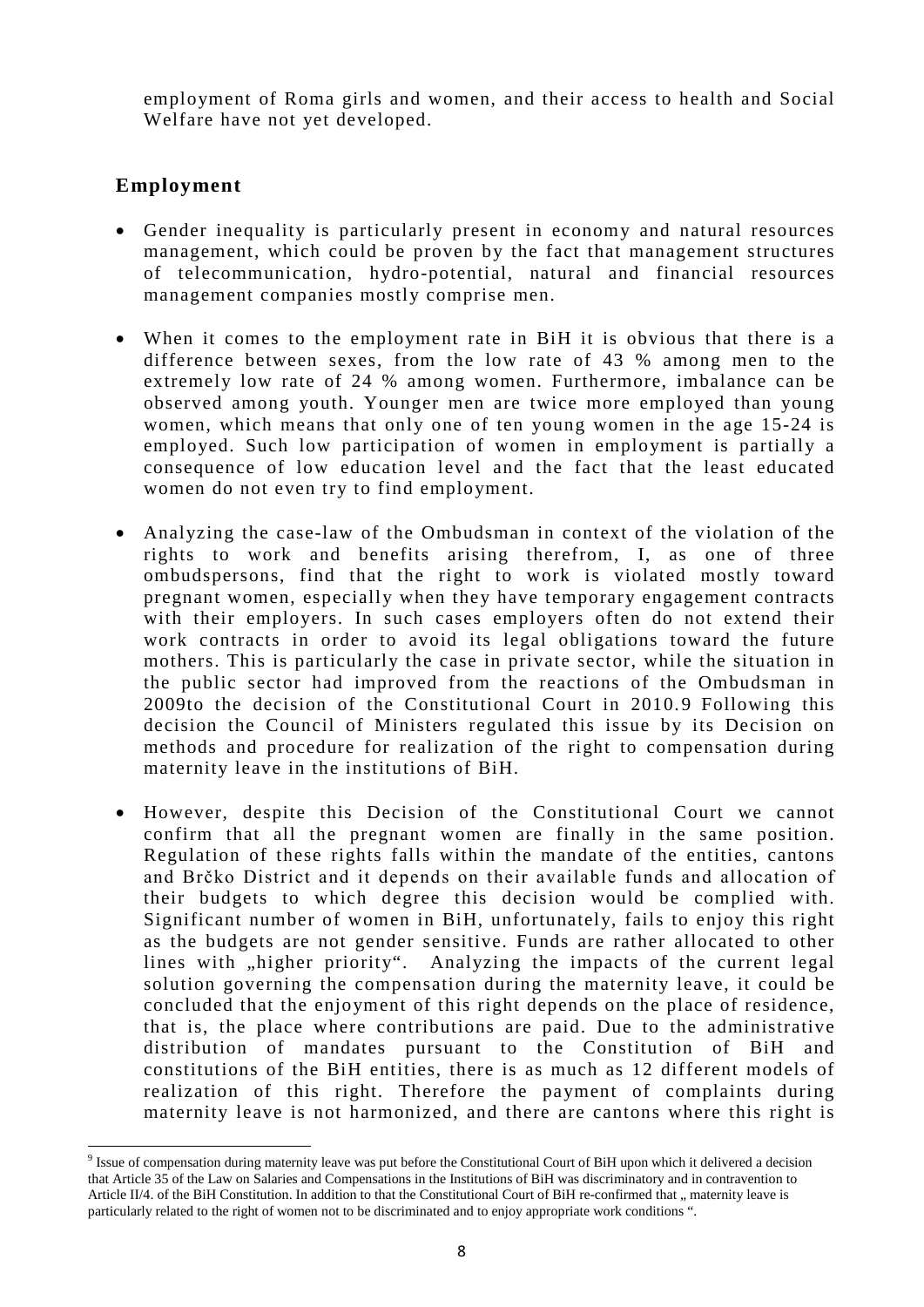employment of Roma girls and women, and their access to health and Social Welfare have not yet developed.

## Employment

- Gender inequality is particularly present in economy and natural resources management, which could be proven by the fact that management structures of telecommunication, hydro-potential, natural and financial resources management companies mostly comprise men.

- When it comes to the employment rate in BiH it is obvious that there is a difference between sexes, from the low rate of 43 % among men to the extremely low rate of 24 % among women. Furthermore, imbalance can be observed among youth. Younger men are twice more employed than young women, which means that only one of ten young women in the age 15-24 is employed. Such low participation of women in employment is partially a consequence of low education level and the fact that the least educated women do not even try to find employment.

- Analyzing the case-law of the Ombudsman in context of the violation of the rights to work and benefits arising therefrom, I, as one of three ombudspersons, find that the right to work is violated mostly toward pregnant women, especially when they have temporary engagement contracts with their employers. In such cases employers often do not extend their work contracts in order to avoid its legal obligations toward the future mothers. This is particularly the case in private sector, while the situation in the public sector had improved from the reactions of the Ombudsman in 2009to the decision of the Constitutional Court in 2010.[9] Following this decision the Council of Ministers regulated this issue by its Decision on methods and procedure for realization of the right to compensation during maternity leave in the institutions of BiH.

- However, despite this Decision of the Constitutional Court we cannot confirm that all the pregnant women are finally in the same position. Regulation of these rights falls within the mandate of the entities, cantons and Brčko District and it depends on their available funds and allocation of their budgets to which degree this decision would be complied with. Significant number of women in BiH, unfortunately, fails to enjoy this right as the budgets are not gender sensitive. Funds are rather allocated to other lines with „higher priority". Analyzing the impacts of the current legal solution governing the compensation during the maternity leave, it could be concluded that the enjoyment of this right depends on the place of residence, that is, the place where contributions are paid. Due to the administrative distribution of mandates pursuant to the Constitution of BiH and constitutions of the BiH entities, there is as much as 12 different models of realization of this right. Therefore the payment of complaints during maternity leave is not harmonized, and there are cantons where this right is

---

[9] Issue of compensation during maternity leave was put before the Constitutional Court of BiH upon which it delivered a decision that Article 35 of the Law on Salaries and Compensations in the Institutions of BiH was discriminatory and in contravention to Article II/4. of the BiH Constitution. In addition to that the Constitutional Court of BiH re-confirmed that „ maternity leave is particularly related to the right of women not to be discriminated and to enjoy appropriate work conditions ".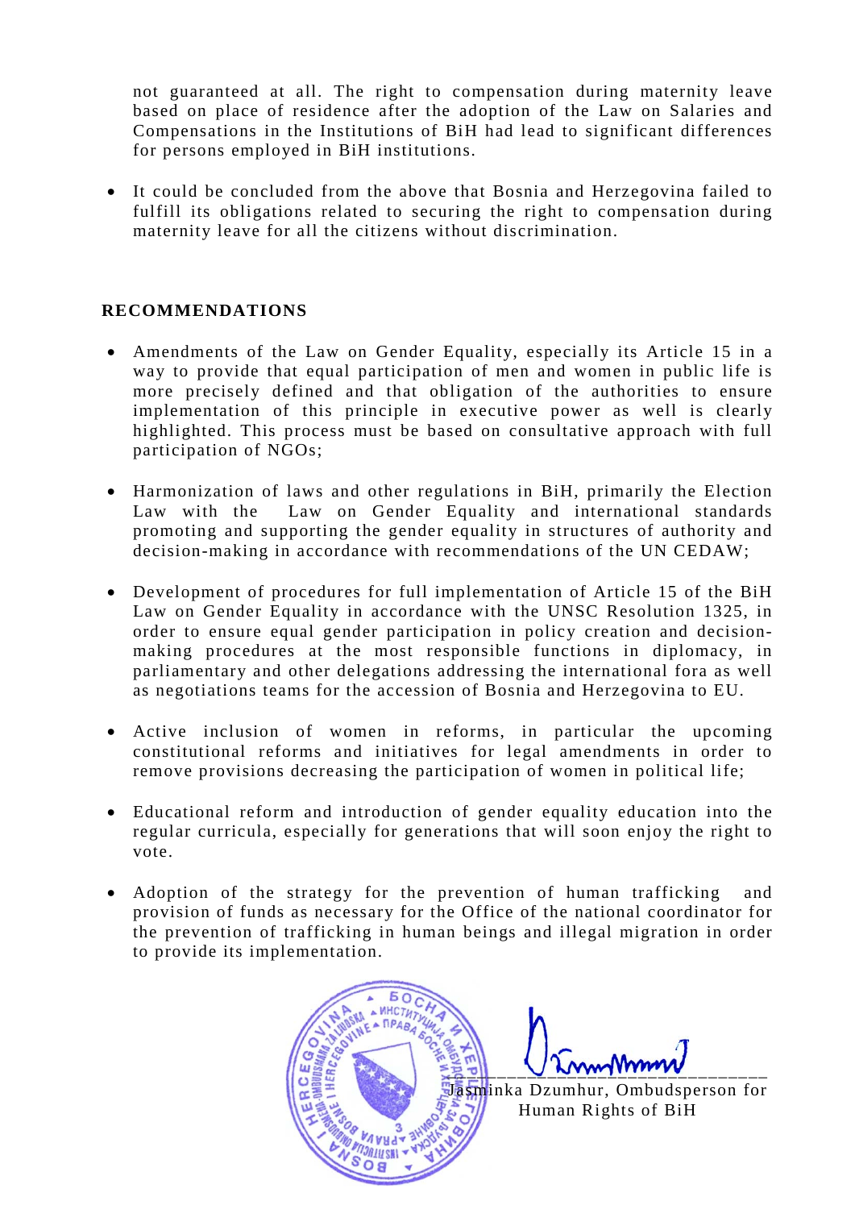not guaranteed at all. The right to compensation during maternity leave based on place of residence after the adoption of the Law on Salaries and Compensations in the Institutions of BiH had lead to significant differences for persons employed in BiH institutions.

- It could be concluded from the above that Bosnia and Herzegovina failed to fulfill its obligations related to securing the right to compensation during maternity leave for all the citizens without discrimination.

## RECOMMENDATIONS

- Amendments of the Law on Gender Equality, especially its Article 15 in a way to provide that equal participation of men and women in public life is more precisely defined and that obligation of the authorities to ensure implementation of this principle in executive power as well is clearly highlighted. This process must be based on consultative approach with full participation of NGOs;

- Harmonization of laws and other regulations in BiH, primarily the Election Law with the Law on Gender Equality and international standards promoting and supporting the gender equality in structures of authority and decision-making in accordance with recommendations of the UN CEDAW;

- Development of procedures for full implementation of Article 15 of the BiH Law on Gender Equality in accordance with the UNSC Resolution 1325, in order to ensure equal gender participation in policy creation and decision-making procedures at the most responsible functions in diplomacy, in parliamentary and other delegations addressing the international fora as well as negotiations teams for the accession of Bosnia and Herzegovina to EU.

- Active inclusion of women in reforms, in particular the upcoming constitutional reforms and initiatives for legal amendments in order to remove provisions decreasing the participation of women in political life;

- Educational reform and introduction of gender equality education into the regular curricula, especially for generations that will soon enjoy the right to vote.

- Adoption of the strategy for the prevention of human trafficking and provision of funds as necessary for the Office of the national coordinator for the prevention of trafficking in human beings and illegal migration in order to provide its implementation.

Jasminka Dzumhur, Ombudsperson for Human Rights of BiH